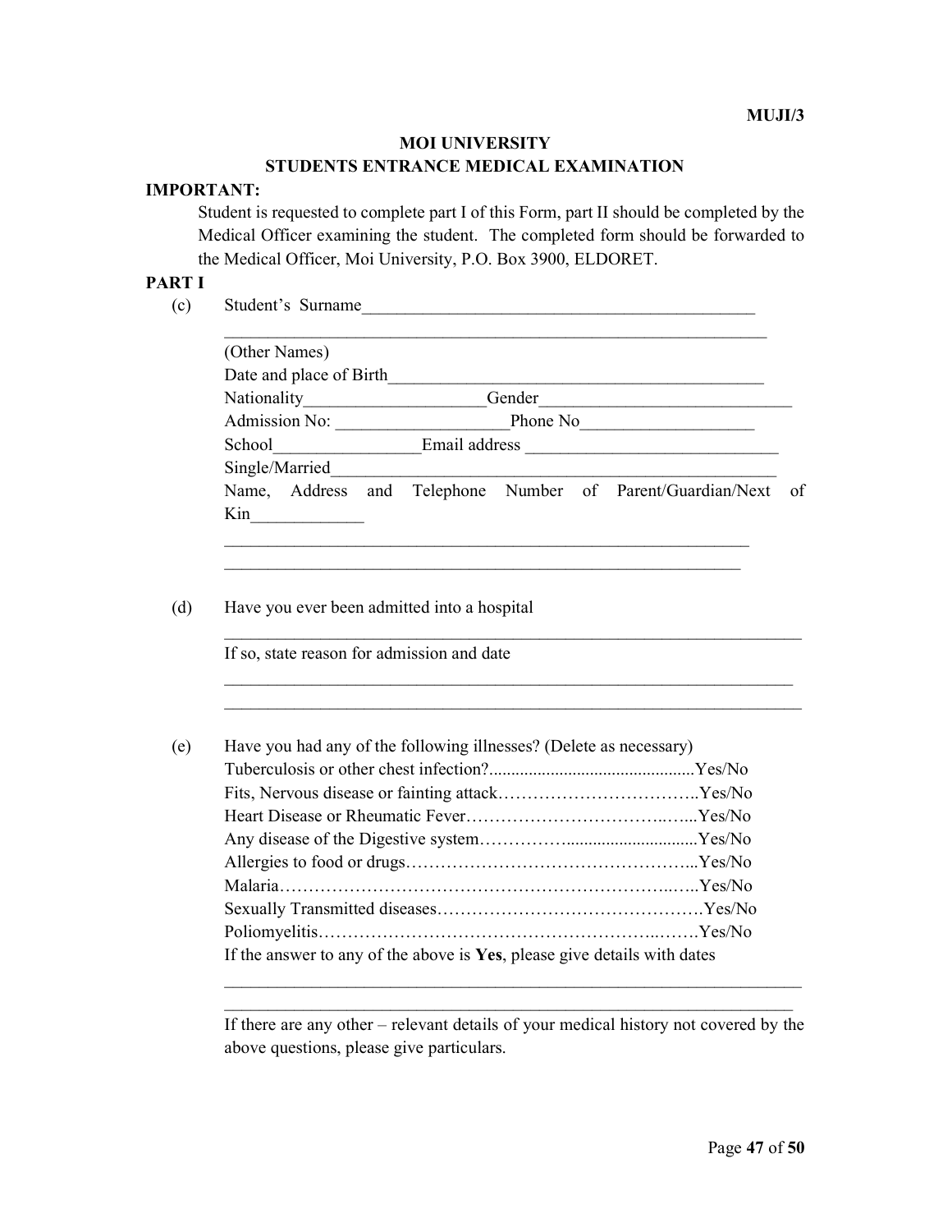MUJI/3

# MOI UNIVERSITY

## STUDENTS ENTRANCE MEDICAL EXAMINATION

**IMPORTANT:**

Student is requested to complete part I of this Form, part II should be completed by the Medical Officer examining the student. The completed form should be forwarded to the Medical Officer, Moi University, P.O. Box 3900, ELDORET.

**PART I**

(c) Student's Surname_____________________________________________

_______________________________________________________________

(Other Names)

Date and place of Birth____________________________________________

Nationality____________________Gender____________________________

Admission No: ___________________Phone No___________________

School________________Email address ____________________________

Single/Married____________________________________________________

Name, Address and Telephone Number of Parent/Guardian/Next of Kin_____________

_______________________________________________________________

_______________________________________________________________

(d) Have you ever been admitted into a hospital

_______________________________________________________________

If so, state reason for admission and date

_______________________________________________________________

_______________________________________________________________

(e) Have you had any of the following illnesses? (Delete as necessary)

Tuberculosis or other chest infection?..............................................Yes/No

Fits, Nervous disease or fainting attack……………………………..Yes/No

Heart Disease or Rheumatic Fever……………………………..…...Yes/No

Any disease of the Digestive system…………….............................Yes/No

Allergies to food or drugs…………………………………………...Yes/No

Malaria…………………………………………………………..…..Yes/No

Sexually Transmitted diseases……………………………………….Yes/No

Poliomyelitis………………………………………………..…….Yes/No

If the answer to any of the above is **Yes**, please give details with dates

_______________________________________________________________

_______________________________________________________________

If there are any other – relevant details of your medical history not covered by the above questions, please give particulars.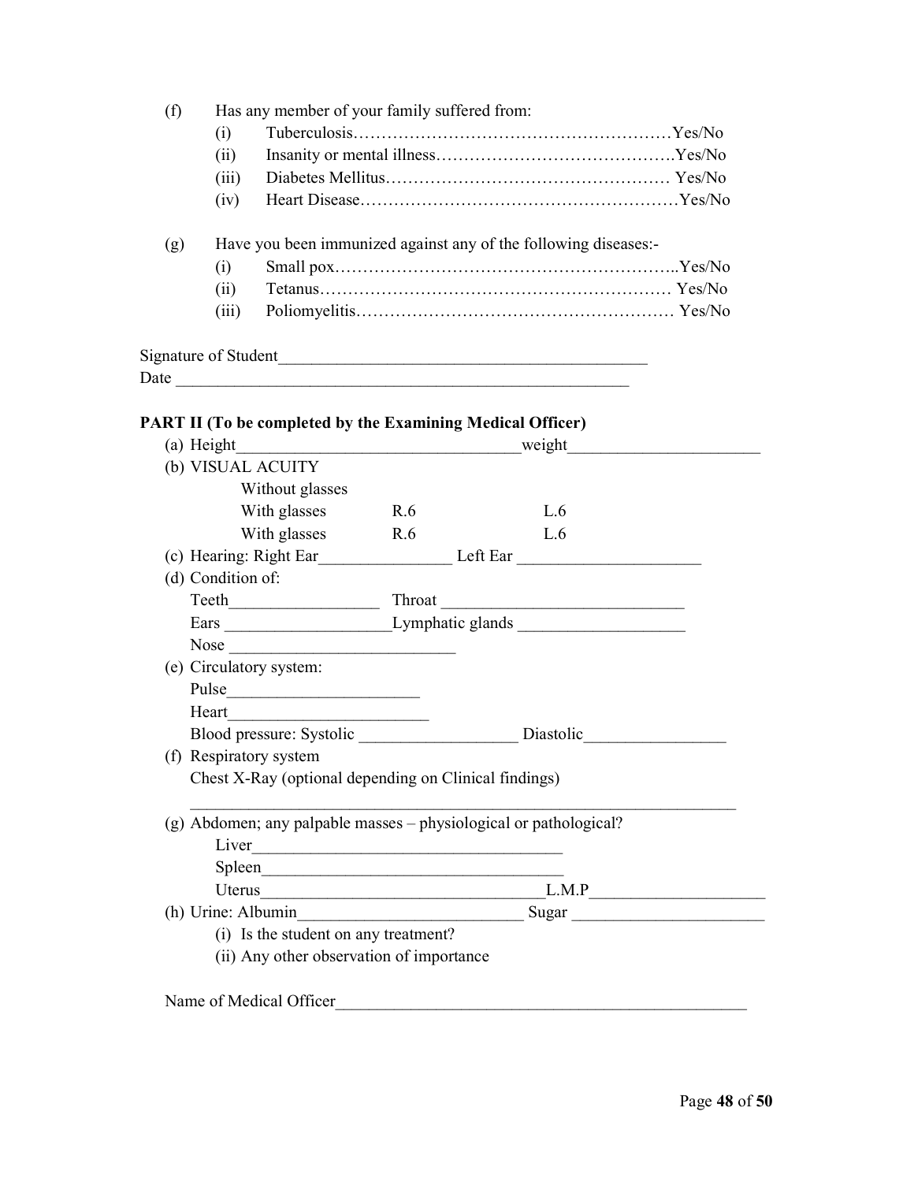(f) Has any member of your family suffered from:

- (i) Tuberculosis……………………………………………………Yes/No
- (ii) Insanity or mental illness…………………………………….Yes/No
- (iii) Diabetes Mellitus…………………………………………… Yes/No
- (iv) Heart Disease…………………………………………………Yes/No

(g) Have you been immunized against any of the following diseases:-

- (i) Small pox……………………………………………………..Yes/No
- (ii) Tetanus……………………………………………………… Yes/No
- (iii) Poliomyelitis………………………………………………… Yes/No

Signature of Student_____________________________________________

Date ______________________________________________________

**PART II (To be completed by the Examining Medical Officer)**

(a) Height_________________________________weight______________________

(b) VISUAL ACUITY

| | | |
|---|---|---|
| Without glasses | | |
| With glasses | R.6 | L.6 |
| With glasses | R.6 | L.6 |

(c) Hearing: Right Ear_______________ Left Ear _____________________

(d) Condition of:

Teeth_________________ Throat ____________________________

Ears ___________________Lymphatic glands ___________________

Nose __________________________

(e) Circulatory system:

Pulse______________________

Heart________________________

Blood pressure: Systolic __________________ Diastolic________________

(f) Respiratory system

Chest X-Ray (optional depending on Clinical findings)

_________________________________________________________________

(g) Abdomen; any palpable masses – physiological or pathological?

Liver____________________________________

Spleen___________________________________

Uterus_________________________________L.M.P____________________

(h) Urine: Albumin__________________________ Sugar ______________________

(i) Is the student on any treatment?

(ii) Any other observation of importance

Name of Medical Officer__________________________________________________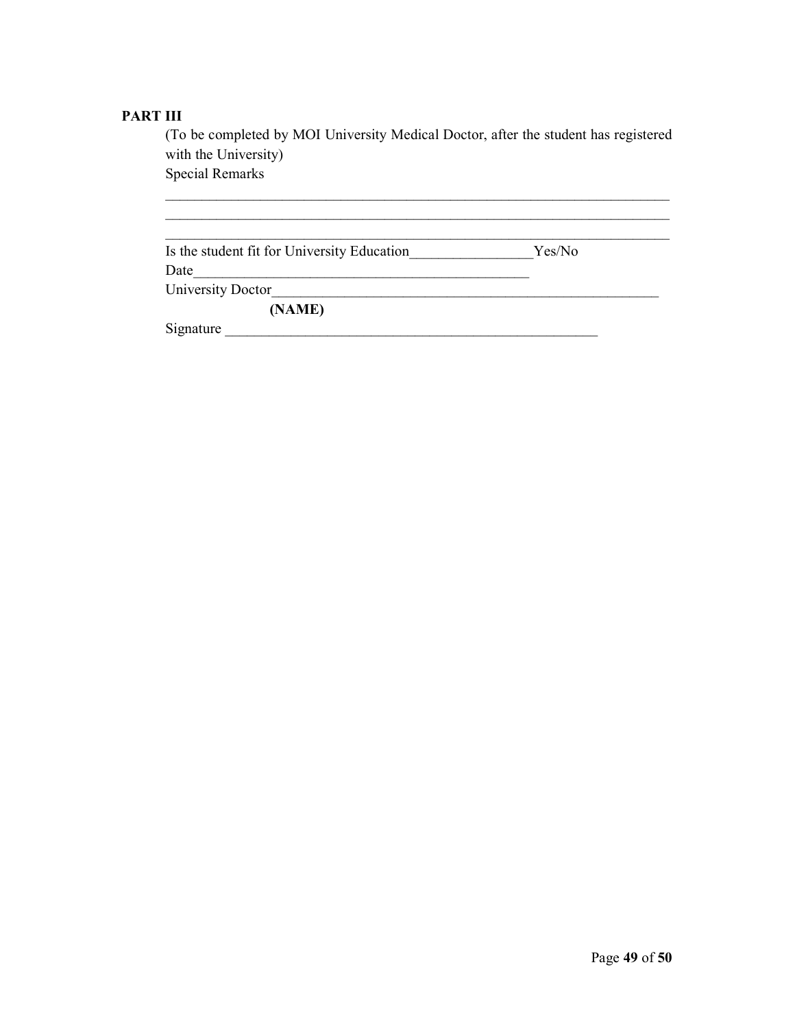**PART III**

(To be completed by MOI University Medical Doctor, after the student has registered with the University)

Special Remarks

________________________________________________________________________

________________________________________________________________________

________________________________________________________________________

Is the student fit for University Education_________________Yes/No

Date_______________________________________________

University Doctor_______________________________________________________

**(NAME)**

Signature _____________________________________________________